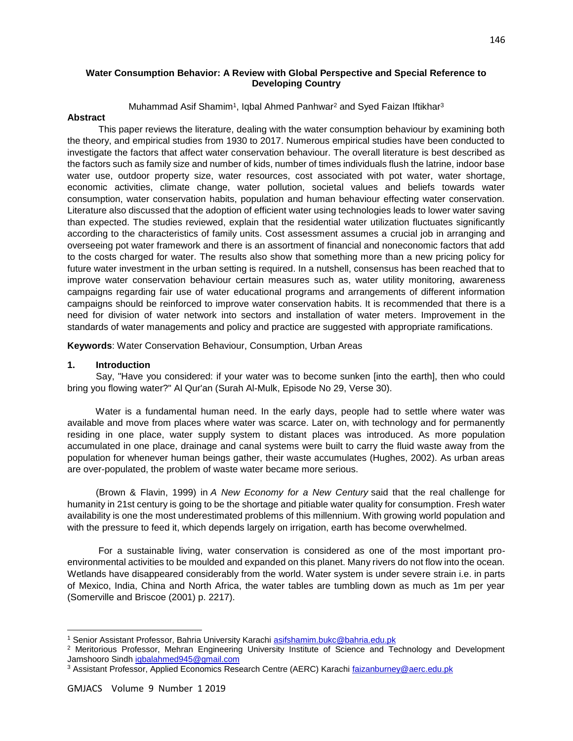# Water Consumption Behavior: A Review with Global Perspective and Special Reference to Developing Country

Muhammad Asif Shamim[1], Iqbal Ahmed Panhwar[2] and Syed Faizan Iftikhar[3]

## Abstract

This paper reviews the literature, dealing with the water consumption behaviour by examining both the theory, and empirical studies from 1930 to 2017. Numerous empirical studies have been conducted to investigate the factors that affect water conservation behaviour. The overall literature is best described as the factors such as family size and number of kids, number of times individuals flush the latrine, indoor base water use, outdoor property size, water resources, cost associated with pot water, water shortage, economic activities, climate change, water pollution, societal values and beliefs towards water consumption, water conservation habits, population and human behaviour effecting water conservation. Literature also discussed that the adoption of efficient water using technologies leads to lower water saving than expected. The studies reviewed, explain that the residential water utilization fluctuates significantly according to the characteristics of family units. Cost assessment assumes a crucial job in arranging and overseeing pot water framework and there is an assortment of financial and noneconomic factors that add to the costs charged for water. The results also show that something more than a new pricing policy for future water investment in the urban setting is required. In a nutshell, consensus has been reached that to improve water conservation behaviour certain measures such as, water utility monitoring, awareness campaigns regarding fair use of water educational programs and arrangements of different information campaigns should be reinforced to improve water conservation habits. It is recommended that there is a need for division of water network into sectors and installation of water meters. Improvement in the standards of water managements and policy and practice are suggested with appropriate ramifications.

**Keywords**: Water Conservation Behaviour, Consumption, Urban Areas

## 1. Introduction

Say, "Have you considered: if your water was to become sunken [into the earth], then who could bring you flowing water?" Al Qur'an (Surah Al-Mulk, Episode No 29, Verse 30).

Water is a fundamental human need. In the early days, people had to settle where water was available and move from places where water was scarce. Later on, with technology and for permanently residing in one place, water supply system to distant places was introduced. As more population accumulated in one place, drainage and canal systems were built to carry the fluid waste away from the population for whenever human beings gather, their waste accumulates (Hughes, 2002). As urban areas are over-populated, the problem of waste water became more serious.

(Brown & Flavin, 1999) in *A New Economy for a New Century* said that the real challenge for humanity in 21st century is going to be the shortage and pitiable water quality for consumption. Fresh water availability is one the most underestimated problems of this millennium. With growing world population and with the pressure to feed it, which depends largely on irrigation, earth has become overwhelmed.

For a sustainable living, water conservation is considered as one of the most important pro-environmental activities to be moulded and expanded on this planet. Many rivers do not flow into the ocean. Wetlands have disappeared considerably from the world. Water system is under severe strain i.e. in parts of Mexico, India, China and North Africa, the water tables are tumbling down as much as 1m per year (Somerville and Briscoe (2001) p. 2217).

---

[1] Senior Assistant Professor, Bahria University Karachi asifshamim.bukc@bahria.edu.pk

[2] Meritorious Professor, Mehran Engineering University Institute of Science and Technology and Development Jamshooro Sindh iqbalahmed945@gmail.com

[3] Assistant Professor, Applied Economics Research Centre (AERC) Karachi faizanburney@aerc.edu.pk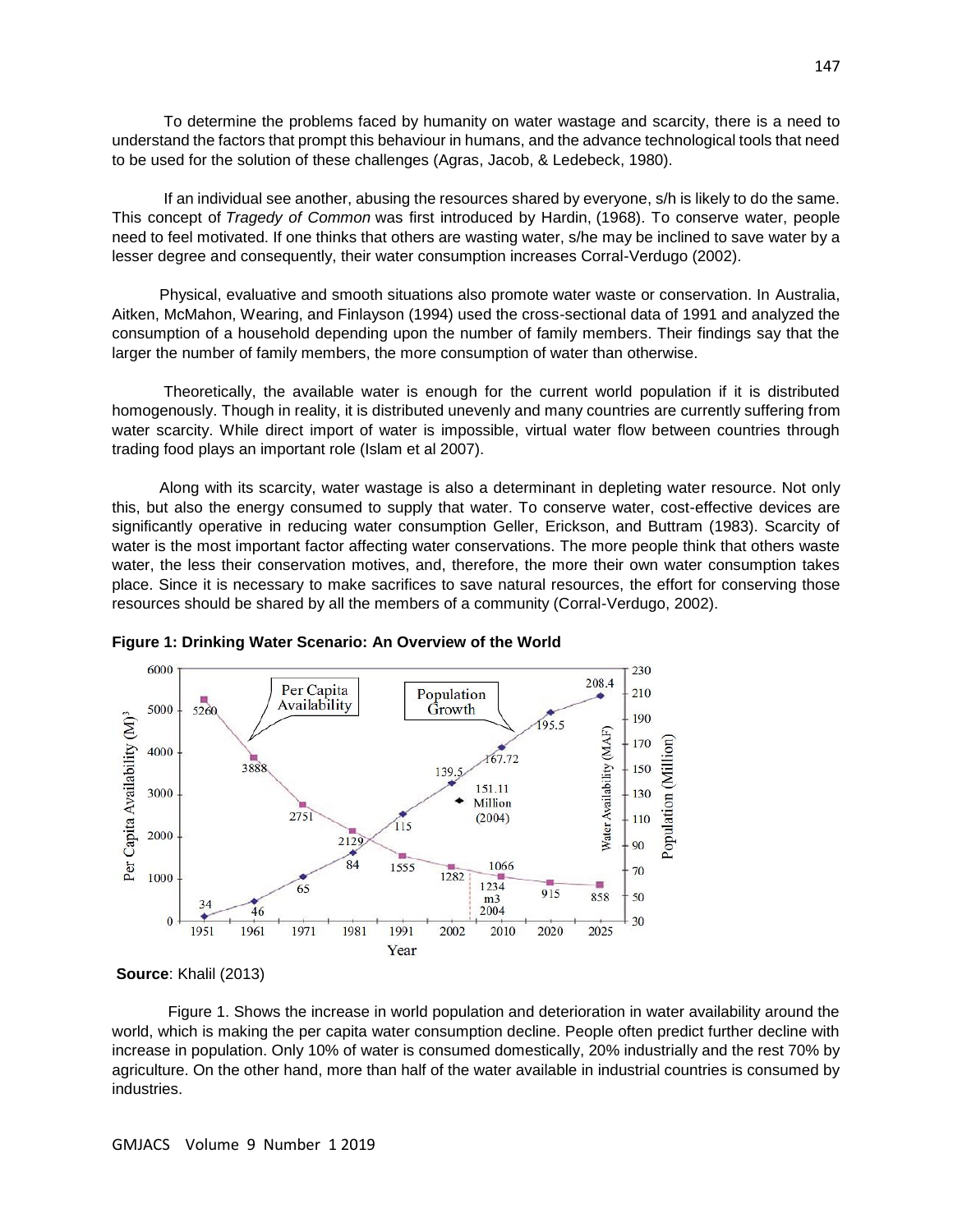To determine the problems faced by humanity on water wastage and scarcity, there is a need to understand the factors that prompt this behaviour in humans, and the advance technological tools that need to be used for the solution of these challenges (Agras, Jacob, & Ledebeck, 1980).

If an individual see another, abusing the resources shared by everyone, s/h is likely to do the same. This concept of *Tragedy of Common* was first introduced by Hardin, (1968). To conserve water, people need to feel motivated. If one thinks that others are wasting water, s/he may be inclined to save water by a lesser degree and consequently, their water consumption increases Corral-Verdugo (2002).

Physical, evaluative and smooth situations also promote water waste or conservation. In Australia, Aitken, McMahon, Wearing, and Finlayson (1994) used the cross-sectional data of 1991 and analyzed the consumption of a household depending upon the number of family members. Their findings say that the larger the number of family members, the more consumption of water than otherwise.

Theoretically, the available water is enough for the current world population if it is distributed homogenously. Though in reality, it is distributed unevenly and many countries are currently suffering from water scarcity. While direct import of water is impossible, virtual water flow between countries through trading food plays an important role (Islam et al 2007).

Along with its scarcity, water wastage is also a determinant in depleting water resource. Not only this, but also the energy consumed to supply that water. To conserve water, cost-effective devices are significantly operative in reducing water consumption Geller, Erickson, and Buttram (1983). Scarcity of water is the most important factor affecting water conservations. The more people think that others waste water, the less their conservation motives, and, therefore, the more their own water consumption takes place. Since it is necessary to make sacrifices to save natural resources, the effort for conserving those resources should be shared by all the members of a community (Corral-Verdugo, 2002).

**Figure 1: Drinking Water Scenario: An Overview of the World**

**Source**: Khalil (2013)

Figure 1. Shows the increase in world population and deterioration in water availability around the world, which is making the per capita water consumption decline. People often predict further decline with increase in population. Only 10% of water is consumed domestically, 20% industrially and the rest 70% by agriculture. On the other hand, more than half of the water available in industrial countries is consumed by industries.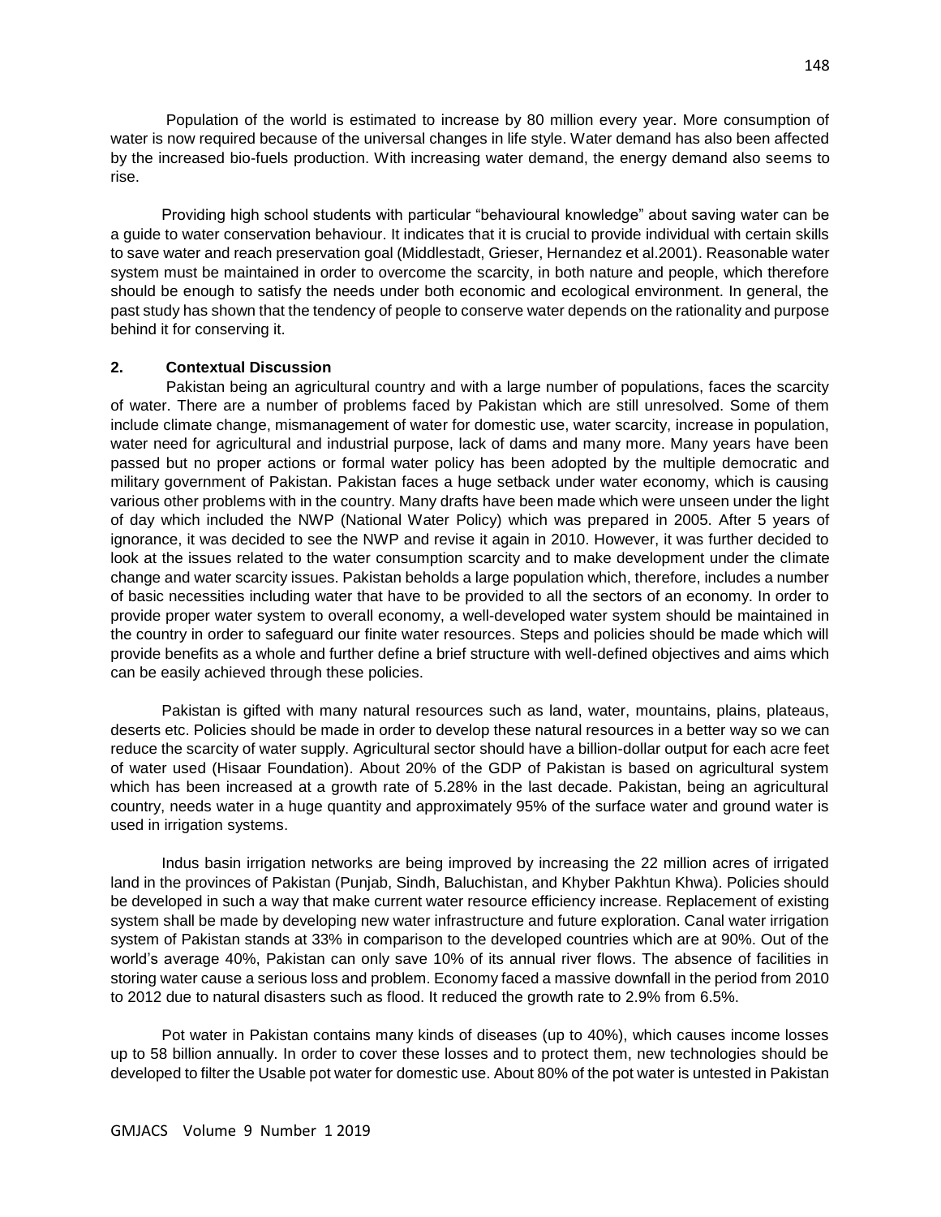Population of the world is estimated to increase by 80 million every year. More consumption of water is now required because of the universal changes in life style. Water demand has also been affected by the increased bio-fuels production. With increasing water demand, the energy demand also seems to rise.

Providing high school students with particular "behavioural knowledge" about saving water can be a guide to water conservation behaviour. It indicates that it is crucial to provide individual with certain skills to save water and reach preservation goal (Middlestadt, Grieser, Hernandez et al.2001). Reasonable water system must be maintained in order to overcome the scarcity, in both nature and people, which therefore should be enough to satisfy the needs under both economic and ecological environment. In general, the past study has shown that the tendency of people to conserve water depends on the rationality and purpose behind it for conserving it.

## 2. Contextual Discussion

Pakistan being an agricultural country and with a large number of populations, faces the scarcity of water. There are a number of problems faced by Pakistan which are still unresolved. Some of them include climate change, mismanagement of water for domestic use, water scarcity, increase in population, water need for agricultural and industrial purpose, lack of dams and many more. Many years have been passed but no proper actions or formal water policy has been adopted by the multiple democratic and military government of Pakistan. Pakistan faces a huge setback under water economy, which is causing various other problems with in the country. Many drafts have been made which were unseen under the light of day which included the NWP (National Water Policy) which was prepared in 2005. After 5 years of ignorance, it was decided to see the NWP and revise it again in 2010. However, it was further decided to look at the issues related to the water consumption scarcity and to make development under the climate change and water scarcity issues. Pakistan beholds a large population which, therefore, includes a number of basic necessities including water that have to be provided to all the sectors of an economy. In order to provide proper water system to overall economy, a well-developed water system should be maintained in the country in order to safeguard our finite water resources. Steps and policies should be made which will provide benefits as a whole and further define a brief structure with well-defined objectives and aims which can be easily achieved through these policies.

Pakistan is gifted with many natural resources such as land, water, mountains, plains, plateaus, deserts etc. Policies should be made in order to develop these natural resources in a better way so we can reduce the scarcity of water supply. Agricultural sector should have a billion-dollar output for each acre feet of water used (Hisaar Foundation). About 20% of the GDP of Pakistan is based on agricultural system which has been increased at a growth rate of 5.28% in the last decade. Pakistan, being an agricultural country, needs water in a huge quantity and approximately 95% of the surface water and ground water is used in irrigation systems.

Indus basin irrigation networks are being improved by increasing the 22 million acres of irrigated land in the provinces of Pakistan (Punjab, Sindh, Baluchistan, and Khyber Pakhtun Khwa). Policies should be developed in such a way that make current water resource efficiency increase. Replacement of existing system shall be made by developing new water infrastructure and future exploration. Canal water irrigation system of Pakistan stands at 33% in comparison to the developed countries which are at 90%. Out of the world's average 40%, Pakistan can only save 10% of its annual river flows. The absence of facilities in storing water cause a serious loss and problem. Economy faced a massive downfall in the period from 2010 to 2012 due to natural disasters such as flood. It reduced the growth rate to 2.9% from 6.5%.

Pot water in Pakistan contains many kinds of diseases (up to 40%), which causes income losses up to 58 billion annually. In order to cover these losses and to protect them, new technologies should be developed to filter the Usable pot water for domestic use. About 80% of the pot water is untested in Pakistan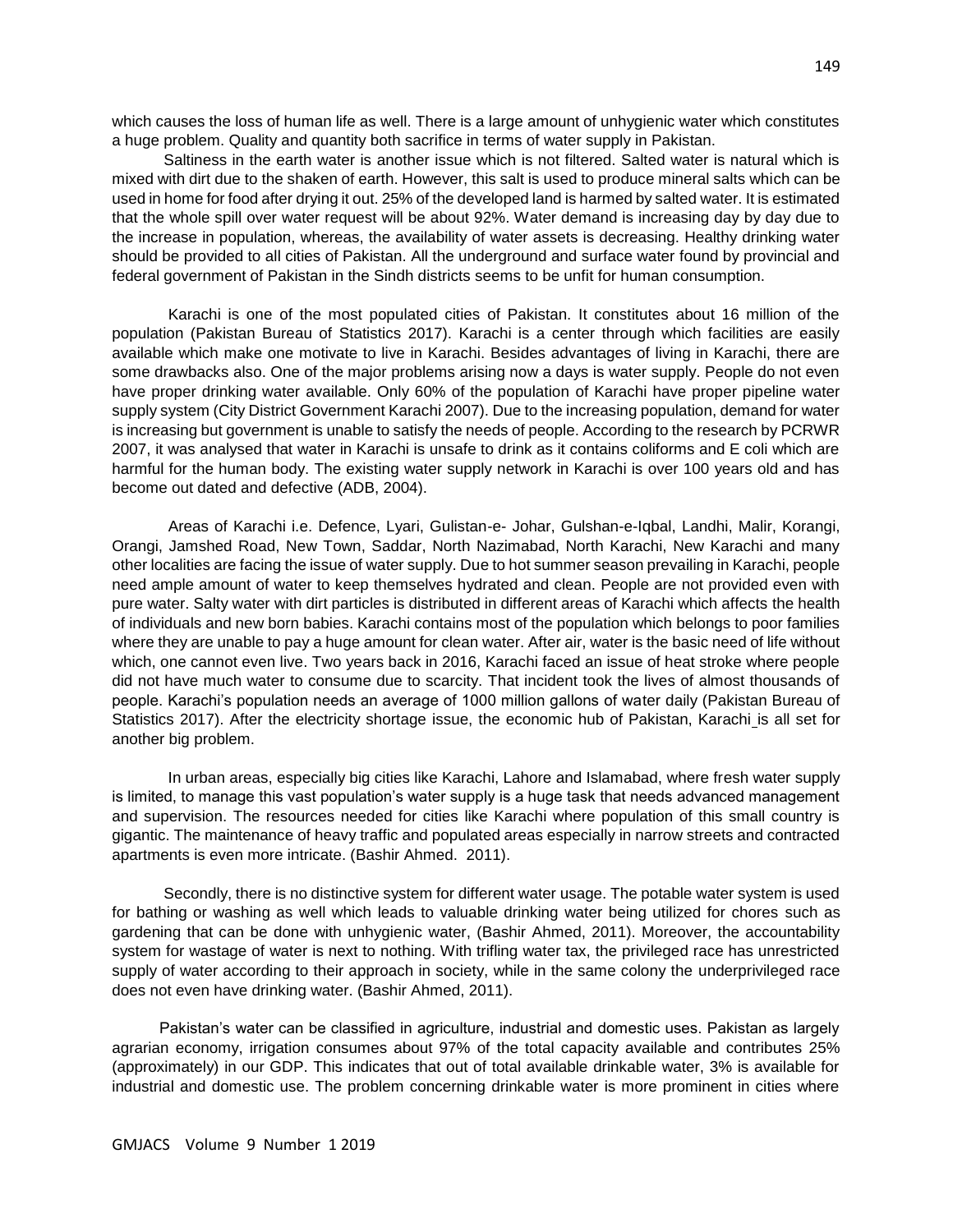which causes the loss of human life as well. There is a large amount of unhygienic water which constitutes a huge problem. Quality and quantity both sacrifice in terms of water supply in Pakistan.

Saltiness in the earth water is another issue which is not filtered. Salted water is natural which is mixed with dirt due to the shaken of earth. However, this salt is used to produce mineral salts which can be used in home for food after drying it out. 25% of the developed land is harmed by salted water. It is estimated that the whole spill over water request will be about 92%. Water demand is increasing day by day due to the increase in population, whereas, the availability of water assets is decreasing. Healthy drinking water should be provided to all cities of Pakistan. All the underground and surface water found by provincial and federal government of Pakistan in the Sindh districts seems to be unfit for human consumption.

Karachi is one of the most populated cities of Pakistan. It constitutes about 16 million of the population (Pakistan Bureau of Statistics 2017). Karachi is a center through which facilities are easily available which make one motivate to live in Karachi. Besides advantages of living in Karachi, there are some drawbacks also. One of the major problems arising now a days is water supply. People do not even have proper drinking water available. Only 60% of the population of Karachi have proper pipeline water supply system (City District Government Karachi 2007). Due to the increasing population, demand for water is increasing but government is unable to satisfy the needs of people. According to the research by PCRWR 2007, it was analysed that water in Karachi is unsafe to drink as it contains coliforms and E coli which are harmful for the human body. The existing water supply network in Karachi is over 100 years old and has become out dated and defective (ADB, 2004).

Areas of Karachi i.e. Defence, Lyari, Gulistan-e- Johar, Gulshan-e-Iqbal, Landhi, Malir, Korangi, Orangi, Jamshed Road, New Town, Saddar, North Nazimabad, North Karachi, New Karachi and many other localities are facing the issue of water supply. Due to hot summer season prevailing in Karachi, people need ample amount of water to keep themselves hydrated and clean. People are not provided even with pure water. Salty water with dirt particles is distributed in different areas of Karachi which affects the health of individuals and new born babies. Karachi contains most of the population which belongs to poor families where they are unable to pay a huge amount for clean water. After air, water is the basic need of life without which, one cannot even live. Two years back in 2016, Karachi faced an issue of heat stroke where people did not have much water to consume due to scarcity. That incident took the lives of almost thousands of people. Karachi's population needs an average of 1000 million gallons of water daily (Pakistan Bureau of Statistics 2017). After the electricity shortage issue, the economic hub of Pakistan, Karachi is all set for another big problem.

In urban areas, especially big cities like Karachi, Lahore and Islamabad, where fresh water supply is limited, to manage this vast population's water supply is a huge task that needs advanced management and supervision. The resources needed for cities like Karachi where population of this small country is gigantic. The maintenance of heavy traffic and populated areas especially in narrow streets and contracted apartments is even more intricate. (Bashir Ahmed. 2011).

Secondly, there is no distinctive system for different water usage. The potable water system is used for bathing or washing as well which leads to valuable drinking water being utilized for chores such as gardening that can be done with unhygienic water, (Bashir Ahmed, 2011). Moreover, the accountability system for wastage of water is next to nothing. With trifling water tax, the privileged race has unrestricted supply of water according to their approach in society, while in the same colony the underprivileged race does not even have drinking water. (Bashir Ahmed, 2011).

Pakistan's water can be classified in agriculture, industrial and domestic uses. Pakistan as largely agrarian economy, irrigation consumes about 97% of the total capacity available and contributes 25% (approximately) in our GDP. This indicates that out of total available drinkable water, 3% is available for industrial and domestic use. The problem concerning drinkable water is more prominent in cities where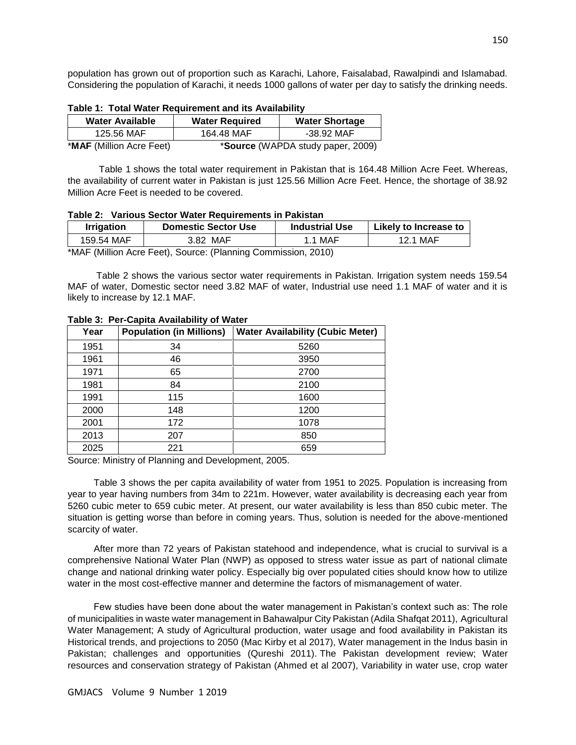population has grown out of proportion such as Karachi, Lahore, Faisalabad, Rawalpindi and Islamabad. Considering the population of Karachi, it needs 1000 gallons of water per day to satisfy the drinking needs.

**Table 1: Total Water Requirement and its Availability**

| Water Available | Water Required | Water Shortage |
|---|---|---|
| 125.56 MAF | 164.48 MAF | -38.92 MAF |

***MAF** (Million Acre Feet) \***Source** (WAPDA study paper, 2009)

Table 1 shows the total water requirement in Pakistan that is 164.48 Million Acre Feet. Whereas, the availability of current water in Pakistan is just 125.56 Million Acre Feet. Hence, the shortage of 38.92 Million Acre Feet is needed to be covered.

**Table 2: Various Sector Water Requirements in Pakistan**

| Irrigation | Domestic Sector Use | Industrial Use | Likely to Increase to |
|---|---|---|---|
| 159.54 MAF | 3.82 MAF | 1.1 MAF | 12.1 MAF |

*MAF (Million Acre Feet), Source: (Planning Commission, 2010)

Table 2 shows the various sector water requirements in Pakistan. Irrigation system needs 159.54 MAF of water, Domestic sector need 3.82 MAF of water, Industrial use need 1.1 MAF of water and it is likely to increase by 12.1 MAF.

**Table 3: Per-Capita Availability of Water**

| Year | Population (in Millions) | Water Availability (Cubic Meter) |
|---|---|---|
| 1951 | 34 | 5260 |
| 1961 | 46 | 3950 |
| 1971 | 65 | 2700 |
| 1981 | 84 | 2100 |
| 1991 | 115 | 1600 |
| 2000 | 148 | 1200 |
| 2001 | 172 | 1078 |
| 2013 | 207 | 850 |
| 2025 | 221 | 659 |

Source: Ministry of Planning and Development, 2005.

Table 3 shows the per capita availability of water from 1951 to 2025. Population is increasing from year to year having numbers from 34m to 221m. However, water availability is decreasing each year from 5260 cubic meter to 659 cubic meter. At present, our water availability is less than 850 cubic meter. The situation is getting worse than before in coming years. Thus, solution is needed for the above-mentioned scarcity of water.

After more than 72 years of Pakistan statehood and independence, what is crucial to survival is a comprehensive National Water Plan (NWP) as opposed to stress water issue as part of national climate change and national drinking water policy. Especially big over populated cities should know how to utilize water in the most cost-effective manner and determine the factors of mismanagement of water.

Few studies have been done about the water management in Pakistan's context such as: The role of municipalities in waste water management in Bahawalpur City Pakistan (Adila Shafqat 2011), Agricultural Water Management; A study of Agricultural production, water usage and food availability in Pakistan its Historical trends, and projections to 2050 (Mac Kirby et al 2017), Water management in the Indus basin in Pakistan; challenges and opportunities (Qureshi 2011). The Pakistan development review; Water resources and conservation strategy of Pakistan (Ahmed et al 2007), Variability in water use, crop water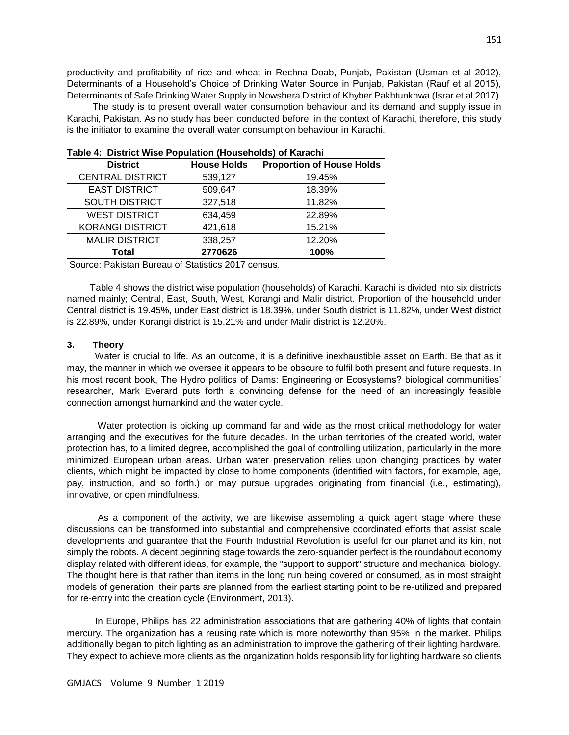productivity and profitability of rice and wheat in Rechna Doab, Punjab, Pakistan (Usman et al 2012), Determinants of a Household's Choice of Drinking Water Source in Punjab, Pakistan (Rauf et al 2015), Determinants of Safe Drinking Water Supply in Nowshera District of Khyber Pakhtunkhwa (Israr et al 2017).

The study is to present overall water consumption behaviour and its demand and supply issue in Karachi, Pakistan. As no study has been conducted before, in the context of Karachi, therefore, this study is the initiator to examine the overall water consumption behaviour in Karachi.

**Table 4: District Wise Population (Households) of Karachi**

| District | House Holds | Proportion of House Holds |
|---|---|---|
| CENTRAL DISTRICT | 539,127 | 19.45% |
| EAST DISTRICT | 509,647 | 18.39% |
| SOUTH DISTRICT | 327,518 | 11.82% |
| WEST DISTRICT | 634,459 | 22.89% |
| KORANGI DISTRICT | 421,618 | 15.21% |
| MALIR DISTRICT | 338,257 | 12.20% |
| **Total** | **2770626** | **100%** |

Source: Pakistan Bureau of Statistics 2017 census.

Table 4 shows the district wise population (households) of Karachi. Karachi is divided into six districts named mainly; Central, East, South, West, Korangi and Malir district. Proportion of the household under Central district is 19.45%, under East district is 18.39%, under South district is 11.82%, under West district is 22.89%, under Korangi district is 15.21% and under Malir district is 12.20%.

## 3. Theory

Water is crucial to life. As an outcome, it is a definitive inexhaustible asset on Earth. Be that as it may, the manner in which we oversee it appears to be obscure to fulfil both present and future requests. In his most recent book, The Hydro politics of Dams: Engineering or Ecosystems? biological communities' researcher, Mark Everard puts forth a convincing defense for the need of an increasingly feasible connection amongst humankind and the water cycle.

Water protection is picking up command far and wide as the most critical methodology for water arranging and the executives for the future decades. In the urban territories of the created world, water protection has, to a limited degree, accomplished the goal of controlling utilization, particularly in the more minimized European urban areas. Urban water preservation relies upon changing practices by water clients, which might be impacted by close to home components (identified with factors, for example, age, pay, instruction, and so forth.) or may pursue upgrades originating from financial (i.e., estimating), innovative, or open mindfulness.

As a component of the activity, we are likewise assembling a quick agent stage where these discussions can be transformed into substantial and comprehensive coordinated efforts that assist scale developments and guarantee that the Fourth Industrial Revolution is useful for our planet and its kin, not simply the robots. A decent beginning stage towards the zero-squander perfect is the roundabout economy display related with different ideas, for example, the "support to support" structure and mechanical biology. The thought here is that rather than items in the long run being covered or consumed, as in most straight models of generation, their parts are planned from the earliest starting point to be re-utilized and prepared for re-entry into the creation cycle (Environment, 2013).

In Europe, Philips has 22 administration associations that are gathering 40% of lights that contain mercury. The organization has a reusing rate which is more noteworthy than 95% in the market. Philips additionally began to pitch lighting as an administration to improve the gathering of their lighting hardware. They expect to achieve more clients as the organization holds responsibility for lighting hardware so clients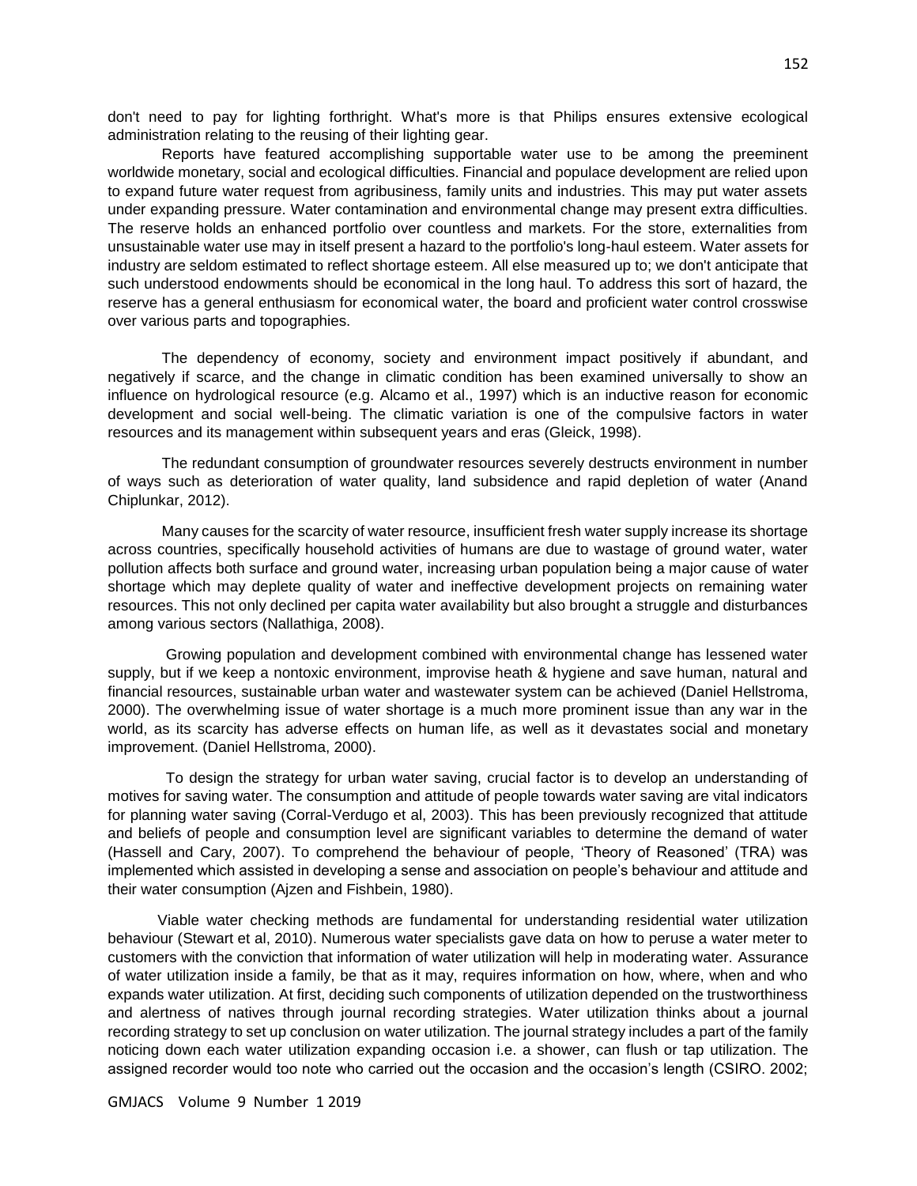don't need to pay for lighting forthright. What's more is that Philips ensures extensive ecological administration relating to the reusing of their lighting gear.

Reports have featured accomplishing supportable water use to be among the preeminent worldwide monetary, social and ecological difficulties. Financial and populace development are relied upon to expand future water request from agribusiness, family units and industries. This may put water assets under expanding pressure. Water contamination and environmental change may present extra difficulties. The reserve holds an enhanced portfolio over countless and markets. For the store, externalities from unsustainable water use may in itself present a hazard to the portfolio's long-haul esteem. Water assets for industry are seldom estimated to reflect shortage esteem. All else measured up to; we don't anticipate that such understood endowments should be economical in the long haul. To address this sort of hazard, the reserve has a general enthusiasm for economical water, the board and proficient water control crosswise over various parts and topographies.

The dependency of economy, society and environment impact positively if abundant, and negatively if scarce, and the change in climatic condition has been examined universally to show an influence on hydrological resource (e.g. Alcamo et al., 1997) which is an inductive reason for economic development and social well-being. The climatic variation is one of the compulsive factors in water resources and its management within subsequent years and eras (Gleick, 1998).

The redundant consumption of groundwater resources severely destructs environment in number of ways such as deterioration of water quality, land subsidence and rapid depletion of water (Anand Chiplunkar, 2012).

Many causes for the scarcity of water resource, insufficient fresh water supply increase its shortage across countries, specifically household activities of humans are due to wastage of ground water, water pollution affects both surface and ground water, increasing urban population being a major cause of water shortage which may deplete quality of water and ineffective development projects on remaining water resources. This not only declined per capita water availability but also brought a struggle and disturbances among various sectors (Nallathiga, 2008).

Growing population and development combined with environmental change has lessened water supply, but if we keep a nontoxic environment, improvise heath & hygiene and save human, natural and financial resources, sustainable urban water and wastewater system can be achieved (Daniel Hellstroma, 2000). The overwhelming issue of water shortage is a much more prominent issue than any war in the world, as its scarcity has adverse effects on human life, as well as it devastates social and monetary improvement. (Daniel Hellstroma, 2000).

To design the strategy for urban water saving, crucial factor is to develop an understanding of motives for saving water. The consumption and attitude of people towards water saving are vital indicators for planning water saving (Corral-Verdugo et al, 2003). This has been previously recognized that attitude and beliefs of people and consumption level are significant variables to determine the demand of water (Hassell and Cary, 2007). To comprehend the behaviour of people, 'Theory of Reasoned' (TRA) was implemented which assisted in developing a sense and association on people's behaviour and attitude and their water consumption (Ajzen and Fishbein, 1980).

Viable water checking methods are fundamental for understanding residential water utilization behaviour (Stewart et al, 2010). Numerous water specialists gave data on how to peruse a water meter to customers with the conviction that information of water utilization will help in moderating water. Assurance of water utilization inside a family, be that as it may, requires information on how, where, when and who expands water utilization. At first, deciding such components of utilization depended on the trustworthiness and alertness of natives through journal recording strategies. Water utilization thinks about a journal recording strategy to set up conclusion on water utilization. The journal strategy includes a part of the family noticing down each water utilization expanding occasion i.e. a shower, can flush or tap utilization. The assigned recorder would too note who carried out the occasion and the occasion's length (CSIRO. 2002;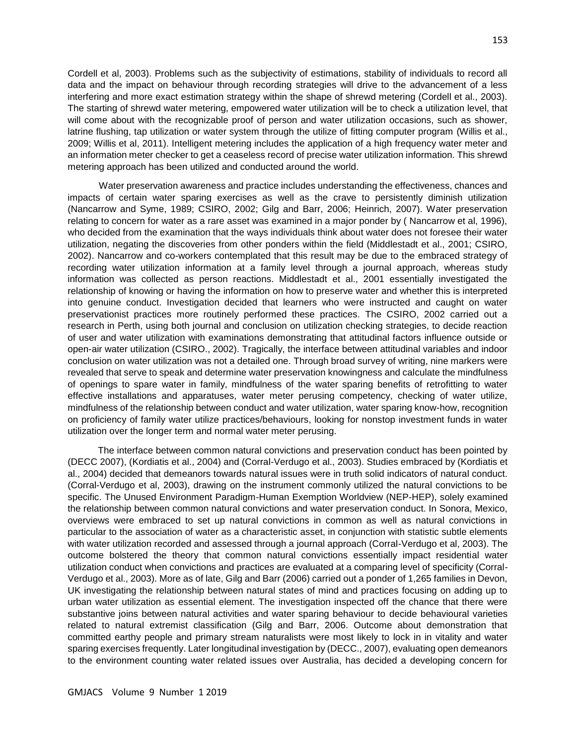Cordell et al, 2003). Problems such as the subjectivity of estimations, stability of individuals to record all data and the impact on behaviour through recording strategies will drive to the advancement of a less interfering and more exact estimation strategy within the shape of shrewd metering (Cordell et al., 2003). The starting of shrewd water metering, empowered water utilization will be to check a utilization level, that will come about with the recognizable proof of person and water utilization occasions, such as shower, latrine flushing, tap utilization or water system through the utilize of fitting computer program (Willis et al., 2009; Willis et al, 2011). Intelligent metering includes the application of a high frequency water meter and an information meter checker to get a ceaseless record of precise water utilization information. This shrewd metering approach has been utilized and conducted around the world.

Water preservation awareness and practice includes understanding the effectiveness, chances and impacts of certain water sparing exercises as well as the crave to persistently diminish utilization (Nancarrow and Syme, 1989; CSIRO, 2002; Gilg and Barr, 2006; Heinrich, 2007). Water preservation relating to concern for water as a rare asset was examined in a major ponder by ( Nancarrow et al, 1996), who decided from the examination that the ways individuals think about water does not foresee their water utilization, negating the discoveries from other ponders within the field (Middlestadt et al., 2001; CSIRO, 2002). Nancarrow and co-workers contemplated that this result may be due to the embraced strategy of recording water utilization information at a family level through a journal approach, whereas study information was collected as person reactions. Middlestadt et al., 2001 essentially investigated the relationship of knowing or having the information on how to preserve water and whether this is interpreted into genuine conduct. Investigation decided that learners who were instructed and caught on water preservationist practices more routinely performed these practices. The CSIRO, 2002 carried out a research in Perth, using both journal and conclusion on utilization checking strategies, to decide reaction of user and water utilization with examinations demonstrating that attitudinal factors influence outside or open-air water utilization (CSIRO., 2002). Tragically, the interface between attitudinal variables and indoor conclusion on water utilization was not a detailed one. Through broad survey of writing, nine markers were revealed that serve to speak and determine water preservation knowingness and calculate the mindfulness of openings to spare water in family, mindfulness of the water sparing benefits of retrofitting to water effective installations and apparatuses, water meter perusing competency, checking of water utilize, mindfulness of the relationship between conduct and water utilization, water sparing know-how, recognition on proficiency of family water utilize practices/behaviours, looking for nonstop investment funds in water utilization over the longer term and normal water meter perusing.

The interface between common natural convictions and preservation conduct has been pointed by (DECC 2007), (Kordiatis et al., 2004) and (Corral-Verdugo et al., 2003). Studies embraced by (Kordiatis et al., 2004) decided that demeanors towards natural issues were in truth solid indicators of natural conduct. (Corral-Verdugo et al, 2003), drawing on the instrument commonly utilized the natural convictions to be specific. The Unused Environment Paradigm-Human Exemption Worldview (NEP-HEP), solely examined the relationship between common natural convictions and water preservation conduct. In Sonora, Mexico, overviews were embraced to set up natural convictions in common as well as natural convictions in particular to the association of water as a characteristic asset, in conjunction with statistic subtle elements with water utilization recorded and assessed through a journal approach (Corral-Verdugo et al, 2003). The outcome bolstered the theory that common natural convictions essentially impact residential water utilization conduct when convictions and practices are evaluated at a comparing level of specificity (Corral-Verdugo et al., 2003). More as of late, Gilg and Barr (2006) carried out a ponder of 1,265 families in Devon, UK investigating the relationship between natural states of mind and practices focusing on adding up to urban water utilization as essential element. The investigation inspected off the chance that there were substantive joins between natural activities and water sparing behaviour to decide behavioural varieties related to natural extremist classification (Gilg and Barr, 2006. Outcome about demonstration that committed earthy people and primary stream naturalists were most likely to lock in in vitality and water sparing exercises frequently. Later longitudinal investigation by (DECC., 2007), evaluating open demeanors to the environment counting water related issues over Australia, has decided a developing concern for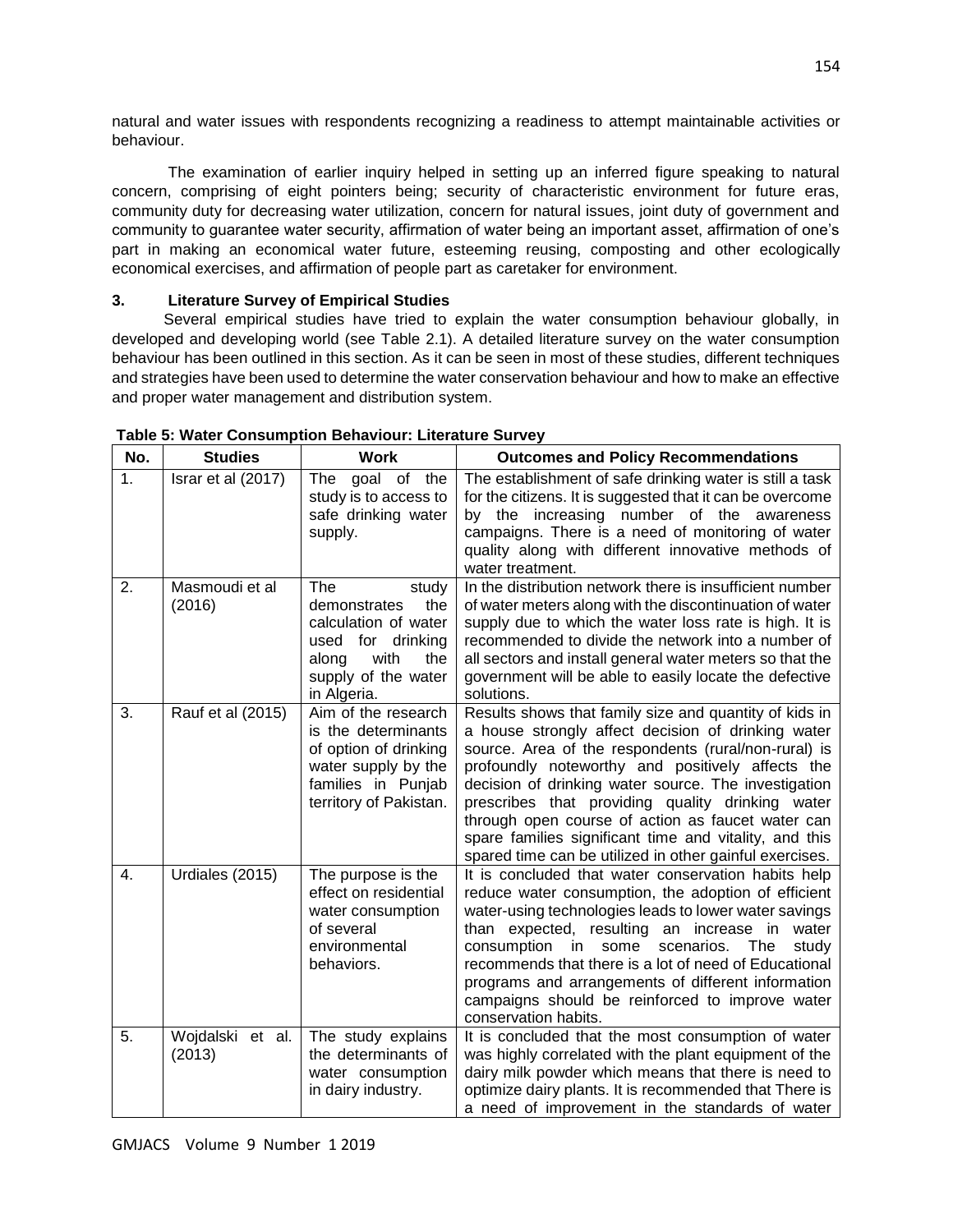natural and water issues with respondents recognizing a readiness to attempt maintainable activities or behaviour.

The examination of earlier inquiry helped in setting up an inferred figure speaking to natural concern, comprising of eight pointers being; security of characteristic environment for future eras, community duty for decreasing water utilization, concern for natural issues, joint duty of government and community to guarantee water security, affirmation of water being an important asset, affirmation of one's part in making an economical water future, esteeming reusing, composting and other ecologically economical exercises, and affirmation of people part as caretaker for environment.

## 3. Literature Survey of Empirical Studies

Several empirical studies have tried to explain the water consumption behaviour globally, in developed and developing world (see Table 2.1). A detailed literature survey on the water consumption behaviour has been outlined in this section. As it can be seen in most of these studies, different techniques and strategies have been used to determine the water conservation behaviour and how to make an effective and proper water management and distribution system.

**Table 5: Water Consumption Behaviour: Literature Survey**

| No. | Studies | Work | Outcomes and Policy Recommendations |
|---|---|---|---|
| 1. | Israr et al (2017) | The goal of the study is to access to safe drinking water supply. | The establishment of safe drinking water is still a task for the citizens. It is suggested that it can be overcome by the increasing number of the awareness campaigns. There is a need of monitoring of water quality along with different innovative methods of water treatment. |
| 2. | Masmoudi et al (2016) | The study demonstrates the calculation of water used for drinking along with the supply of the water in Algeria. | In the distribution network there is insufficient number of water meters along with the discontinuation of water supply due to which the water loss rate is high. It is recommended to divide the network into a number of all sectors and install general water meters so that the government will be able to easily locate the defective solutions. |
| 3. | Rauf et al (2015) | Aim of the research is the determinants of option of drinking water supply by the families in Punjab territory of Pakistan. | Results shows that family size and quantity of kids in a house strongly affect decision of drinking water source. Area of the respondents (rural/non-rural) is profoundly noteworthy and positively affects the decision of drinking water source. The investigation prescribes that providing quality drinking water through open course of action as faucet water can spare families significant time and vitality, and this spared time can be utilized in other gainful exercises. |
| 4. | Urdiales (2015) | The purpose is the effect on residential water consumption of several environmental behaviors. | It is concluded that water conservation habits help reduce water consumption, the adoption of efficient water-using technologies leads to lower water savings than expected, resulting an increase in water consumption in some scenarios. The study recommends that there is a lot of need of Educational programs and arrangements of different information campaigns should be reinforced to improve water conservation habits. |
| 5. | Wojdalski et al. (2013) | The study explains the determinants of water consumption in dairy industry. | It is concluded that the most consumption of water was highly correlated with the plant equipment of the dairy milk powder which means that there is need to optimize dairy plants. It is recommended that There is a need of improvement in the standards of water |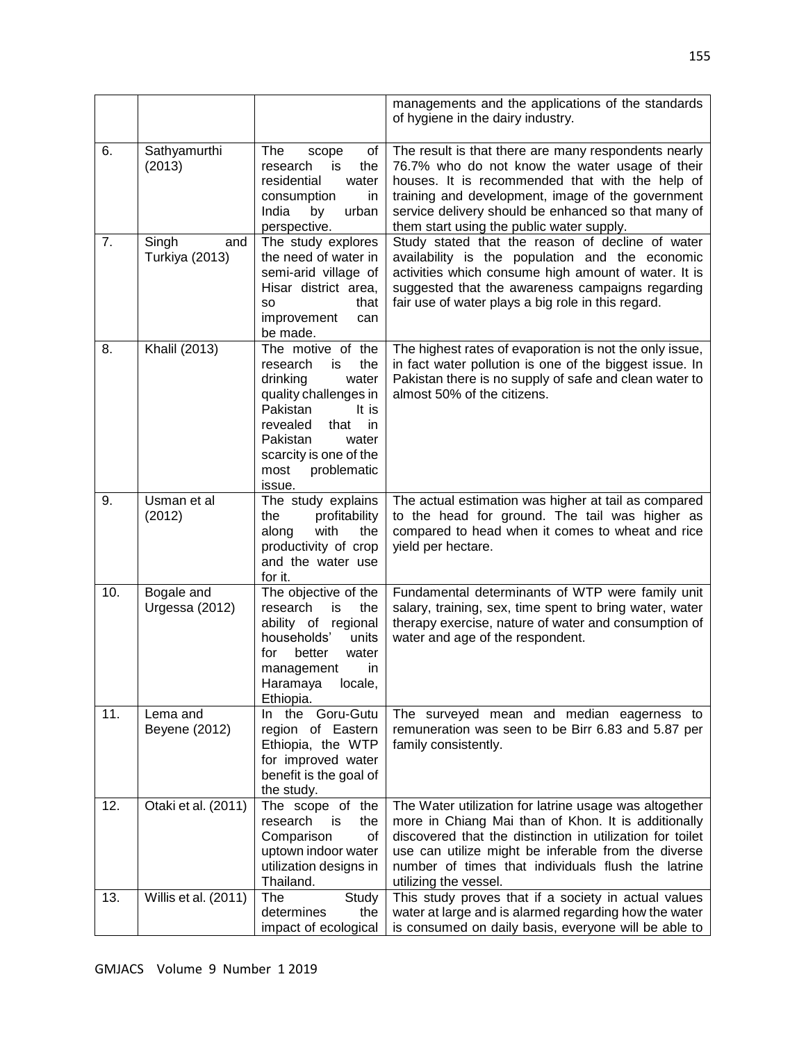| | | | managements and the applications of the standards of hygiene in the dairy industry. |
|---|---|---|---|
| 6. | Sathyamurthi (2013) | The scope of research is the residential water consumption in India by urban perspective. | The result is that there are many respondents nearly 76.7% who do not know the water usage of their houses. It is recommended that with the help of training and development, image of the government service delivery should be enhanced so that many of them start using the public water supply. |
| 7. | Singh and Turkiya (2013) | The study explores the need of water in semi-arid village of Hisar district area, so that improvement can be made. | Study stated that the reason of decline of water availability is the population and the economic activities which consume high amount of water. It is suggested that the awareness campaigns regarding fair use of water plays a big role in this regard. |
| 8. | Khalil (2013) | The motive of the research is the drinking water quality challenges in Pakistan It is revealed that in Pakistan water scarcity is one of the most problematic issue. | The highest rates of evaporation is not the only issue, in fact water pollution is one of the biggest issue. In Pakistan there is no supply of safe and clean water to almost 50% of the citizens. |
| 9. | Usman et al (2012) | The study explains the profitability along with the productivity of crop and the water use for it. | The actual estimation was higher at tail as compared to the head for ground. The tail was higher as compared to head when it comes to wheat and rice yield per hectare. |
| 10. | Bogale and Urgessa (2012) | The objective of the research is the ability of regional households' units for better water management in Haramaya locale, Ethiopia. | Fundamental determinants of WTP were family unit salary, training, sex, time spent to bring water, water therapy exercise, nature of water and consumption of water and age of the respondent. |
| 11. | Lema and Beyene (2012) | In the Goru-Gutu region of Eastern Ethiopia, the WTP for improved water benefit is the goal of the study. | The surveyed mean and median eagerness to remuneration was seen to be Birr 6.83 and 5.87 per family consistently. |
| 12. | Otaki et al. (2011) | The scope of the research is the Comparison of uptown indoor water utilization designs in Thailand. | The Water utilization for latrine usage was altogether more in Chiang Mai than of Khon. It is additionally discovered that the distinction in utilization for toilet use can utilize might be inferable from the diverse number of times that individuals flush the latrine utilizing the vessel. |
| 13. | Willis et al. (2011) | The Study determines the impact of ecological | This study proves that if a society in actual values water at large and is alarmed regarding how the water is consumed on daily basis, everyone will be able to |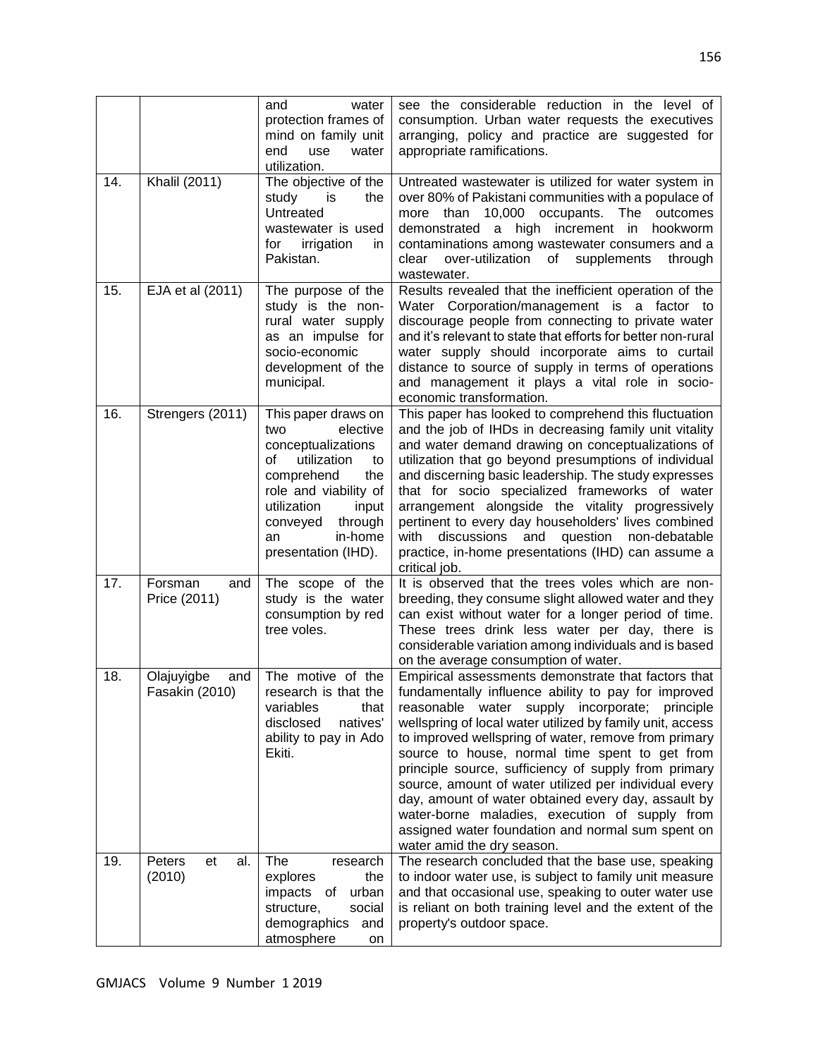| | | and water protection frames of mind on family unit end use water utilization. | see the considerable reduction in the level of consumption. Urban water requests the executives arranging, policy and practice are suggested for appropriate ramifications. |
|---|---|---|---|
| 14. | Khalil (2011) | The objective of the study is the Untreated wastewater is used for irrigation in Pakistan. | Untreated wastewater is utilized for water system in over 80% of Pakistani communities with a populace of more than 10,000 occupants. The outcomes demonstrated a high increment in hookworm contaminations among wastewater consumers and a clear over-utilization of supplements through wastewater. |
| 15. | EJA et al (2011) | The purpose of the study is the non-rural water supply as an impulse for socio-economic development of the municipal. | Results revealed that the inefficient operation of the Water Corporation/management is a factor to discourage people from connecting to private water and it's relevant to state that efforts for better non-rural water supply should incorporate aims to curtail distance to source of supply in terms of operations and management it plays a vital role in socio-economic transformation. |
| 16. | Strengers (2011) | This paper draws on two elective conceptualizations of utilization to comprehend the role and viability of utilization input conveyed through an in-home presentation (IHD). | This paper has looked to comprehend this fluctuation and the job of IHDs in decreasing family unit vitality and water demand drawing on conceptualizations of utilization that go beyond presumptions of individual and discerning basic leadership. The study expresses that for socio specialized frameworks of water arrangement alongside the vitality progressively pertinent to every day householders' lives combined with discussions and question non-debatable practice, in-home presentations (IHD) can assume a critical job. |
| 17. | Forsman and Price (2011) | The scope of the study is the water consumption by red tree voles. | It is observed that the trees voles which are non-breeding, they consume slight allowed water and they can exist without water for a longer period of time. These trees drink less water per day, there is considerable variation among individuals and is based on the average consumption of water. |
| 18. | Olajuyigbe and Fasakin (2010) | The motive of the research is that the variables that disclosed natives' ability to pay in Ado Ekiti. | Empirical assessments demonstrate that factors that fundamentally influence ability to pay for improved reasonable water supply incorporate; principle wellspring of local water utilized by family unit, access to improved wellspring of water, remove from primary source to house, normal time spent to get from principle source, sufficiency of supply from primary source, amount of water utilized per individual every day, amount of water obtained every day, assault by water-borne maladies, execution of supply from assigned water foundation and normal sum spent on water amid the dry season. |
| 19. | Peters et al. (2010) | The research explores the impacts of urban structure, social demographics and atmosphere on | The research concluded that the base use, speaking to indoor water use, is subject to family unit measure and that occasional use, speaking to outer water use is reliant on both training level and the extent of the property's outdoor space. |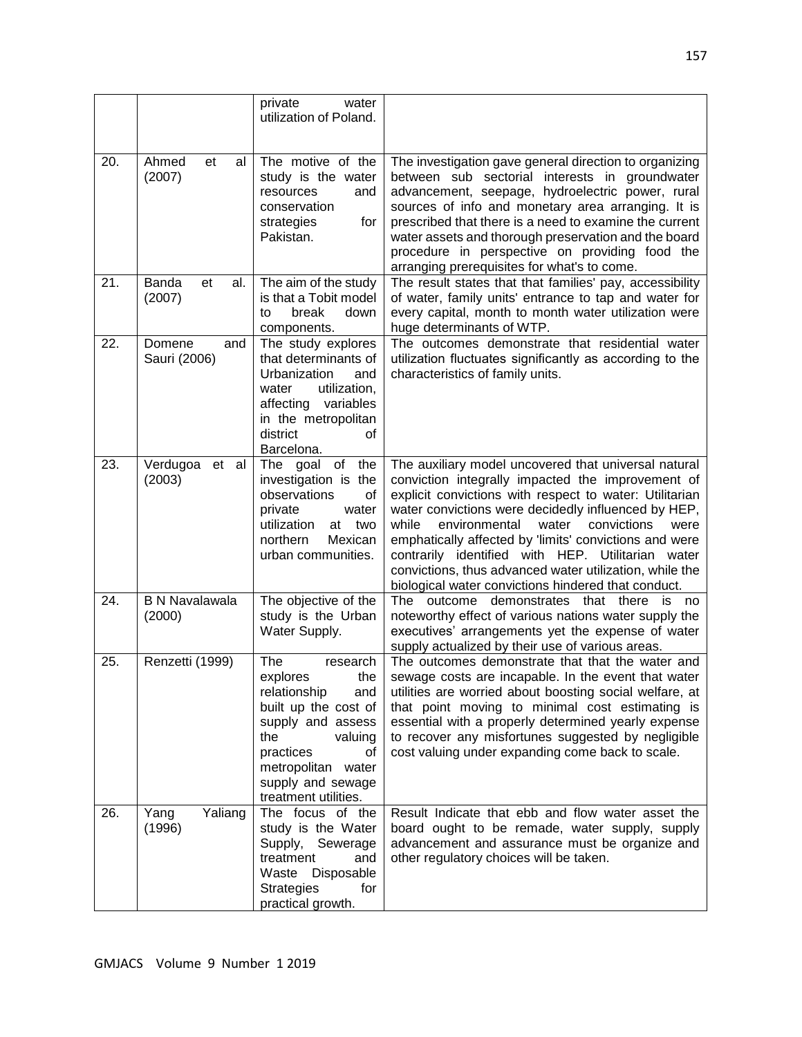|  |  | private water utilization of Poland. |  |
|---|---|---|---|
| 20. | Ahmed et al (2007) | The motive of the study is the water resources and conservation strategies for Pakistan. | The investigation gave general direction to organizing between sub sectorial interests in groundwater advancement, seepage, hydroelectric power, rural sources of info and monetary area arranging. It is prescribed that there is a need to examine the current water assets and thorough preservation and the board procedure in perspective on providing food the arranging prerequisites for what's to come. |
| 21. | Banda et al. (2007) | The aim of the study is that a Tobit model to break down components. | The result states that that families' pay, accessibility of water, family units' entrance to tap and water for every capital, month to month water utilization were huge determinants of WTP. |
| 22. | Domene and Sauri (2006) | The study explores that determinants of Urbanization and water utilization, affecting variables in the metropolitan district of Barcelona. | The outcomes demonstrate that residential water utilization fluctuates significantly as according to the characteristics of family units. |
| 23. | Verdugoa et al (2003) | The goal of the investigation is the observations of private water utilization at two northern Mexican urban communities. | The auxiliary model uncovered that universal natural conviction integrally impacted the improvement of explicit convictions with respect to water: Utilitarian water convictions were decidedly influenced by HEP, while environmental water convictions were emphatically affected by 'limits' convictions and were contrarily identified with HEP. Utilitarian water convictions, thus advanced water utilization, while the biological water convictions hindered that conduct. |
| 24. | B N Navalawala (2000) | The objective of the study is the Urban Water Supply. | The outcome demonstrates that there is no noteworthy effect of various nations water supply the executives' arrangements yet the expense of water supply actualized by their use of various areas. |
| 25. | Renzetti (1999) | The research explores the relationship and built up the cost of supply and assess the valuing practices of metropolitan water supply and sewage treatment utilities. | The outcomes demonstrate that that the water and sewage costs are incapable. In the event that water utilities are worried about boosting social welfare, at that point moving to minimal cost estimating is essential with a properly determined yearly expense to recover any misfortunes suggested by negligible cost valuing under expanding come back to scale. |
| 26. | Yang Yaliang (1996) | The focus of the study is the Water Supply, Sewerage treatment and Waste Disposable Strategies for practical growth. | Result Indicate that ebb and flow water asset the board ought to be remade, water supply, supply advancement and assurance must be organize and other regulatory choices will be taken. |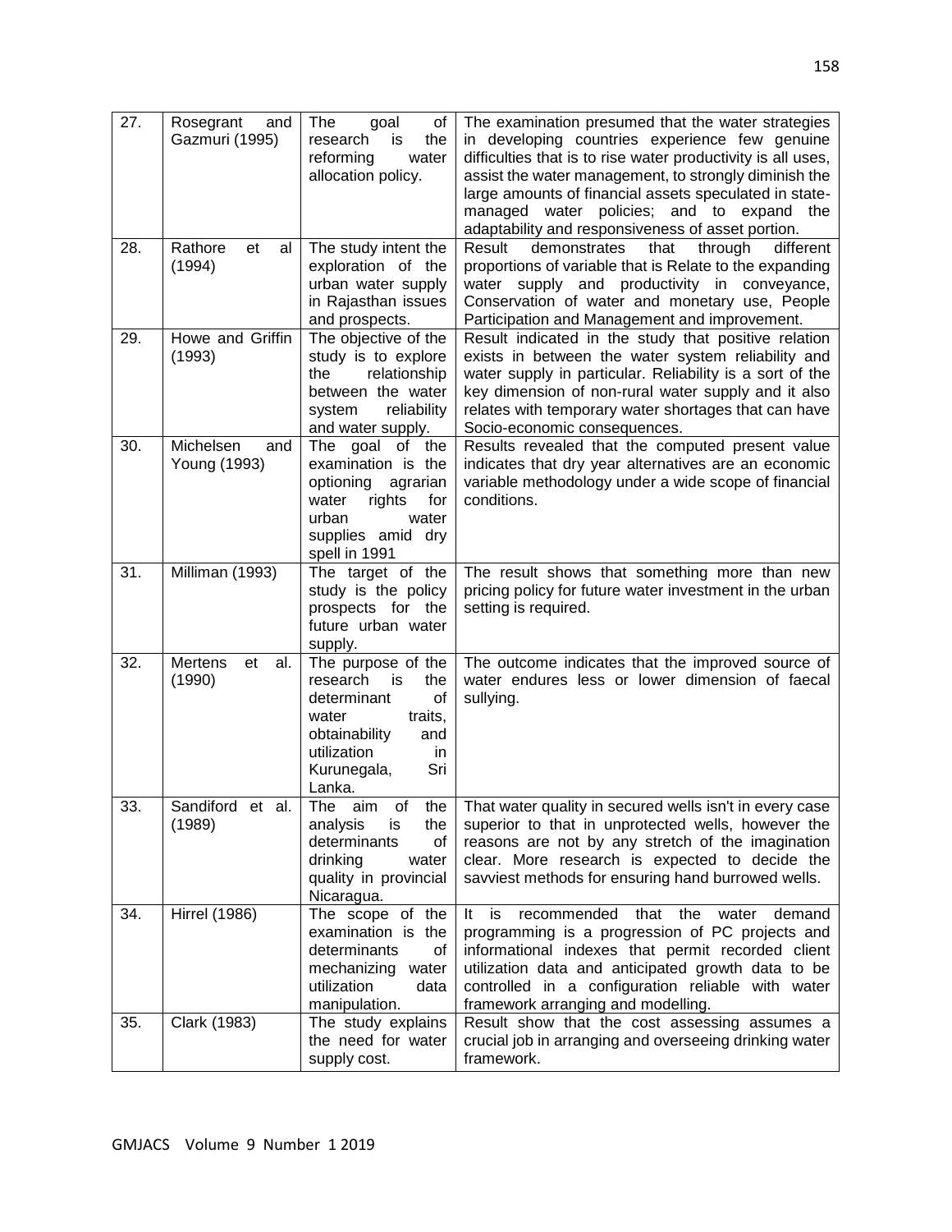| 27. | Rosegrant and Gazmuri (1995) | The goal of research is the reforming water allocation policy. | The examination presumed that the water strategies in developing countries experience few genuine difficulties that is to rise water productivity is all uses, assist the water management, to strongly diminish the large amounts of financial assets speculated in state-managed water policies; and to expand the adaptability and responsiveness of asset portion. |
|---|---|---|---|
| 28. | Rathore et al (1994) | The study intent the exploration of the urban water supply in Rajasthan issues and prospects. | Result demonstrates that through different proportions of variable that is Relate to the expanding water supply and productivity in conveyance, Conservation of water and monetary use, People Participation and Management and improvement. |
| 29. | Howe and Griffin (1993) | The objective of the study is to explore the relationship between the water system reliability and water supply. | Result indicated in the study that positive relation exists in between the water system reliability and water supply in particular. Reliability is a sort of the key dimension of non-rural water supply and it also relates with temporary water shortages that can have Socio-economic consequences. |
| 30. | Michelsen and Young (1993) | The goal of the examination is the optioning agrarian water rights for urban water supplies amid dry spell in 1991 | Results revealed that the computed present value indicates that dry year alternatives are an economic variable methodology under a wide scope of financial conditions. |
| 31. | Milliman (1993) | The target of the study is the policy prospects for the future urban water supply. | The result shows that something more than new pricing policy for future water investment in the urban setting is required. |
| 32. | Mertens et al. (1990) | The purpose of the research is the determinant of water traits, obtainability and utilization in Kurunegala, Sri Lanka. | The outcome indicates that the improved source of water endures less or lower dimension of faecal sullying. |
| 33. | Sandiford et al. (1989) | The aim of the analysis is the determinants of drinking water quality in provincial Nicaragua. | That water quality in secured wells isn't in every case superior to that in unprotected wells, however the reasons are not by any stretch of the imagination clear. More research is expected to decide the savviest methods for ensuring hand burrowed wells. |
| 34. | Hirrel (1986) | The scope of the examination is the determinants of mechanizing water utilization data manipulation. | It is recommended that the water demand programming is a progression of PC projects and informational indexes that permit recorded client utilization data and anticipated growth data to be controlled in a configuration reliable with water framework arranging and modelling. |
| 35. | Clark (1983) | The study explains the need for water supply cost. | Result show that the cost assessing assumes a crucial job in arranging and overseeing drinking water framework. |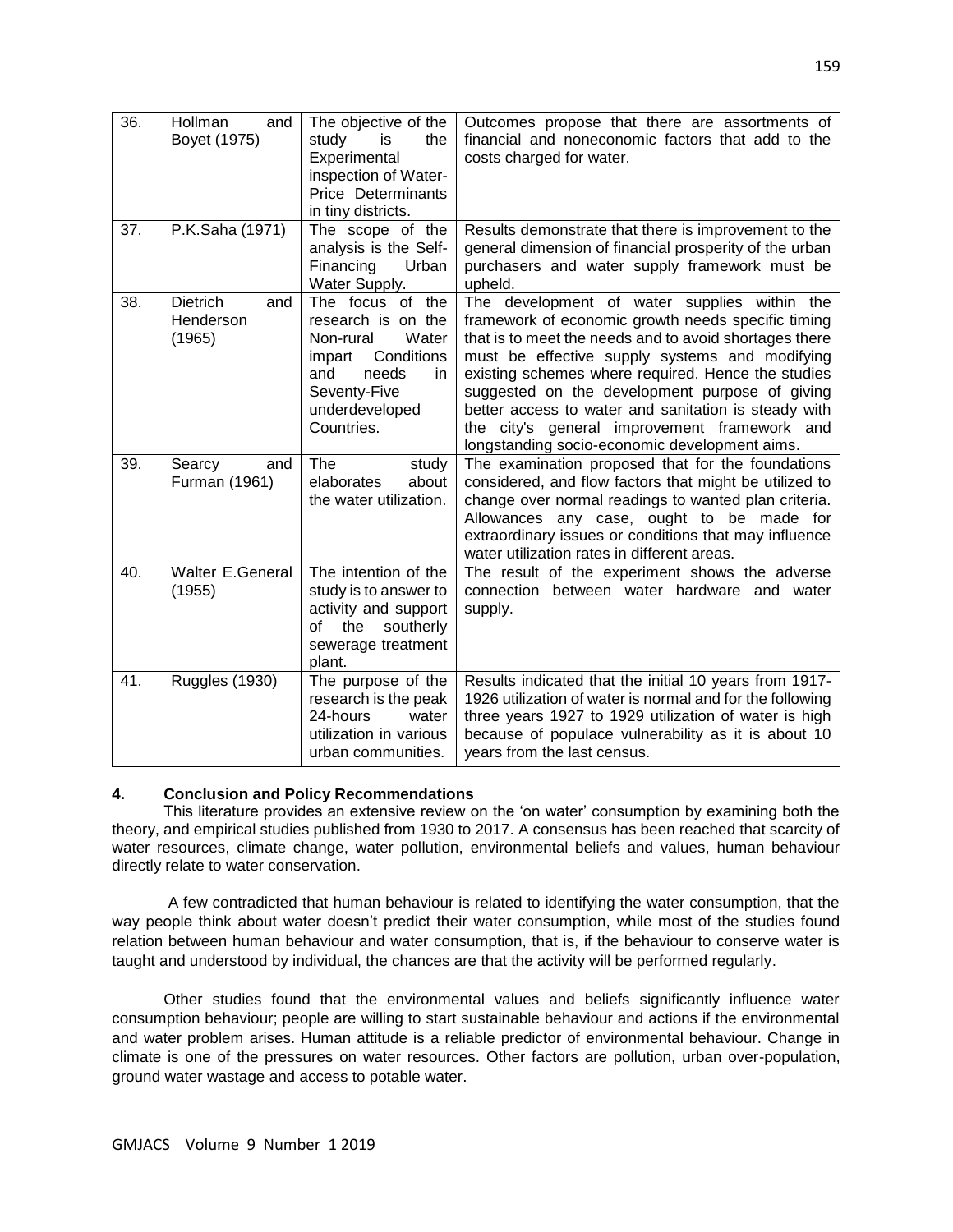| 36. | Hollman and Boyet (1975) | The objective of the study is the Experimental inspection of Water-Price Determinants in tiny districts. | Outcomes propose that there are assortments of financial and noneconomic factors that add to the costs charged for water. |
|---|---|---|---|
| 37. | P.K.Saha (1971) | The scope of the analysis is the Self-Financing Urban Water Supply. | Results demonstrate that there is improvement to the general dimension of financial prosperity of the urban purchasers and water supply framework must be upheld. |
| 38. | Dietrich and Henderson (1965) | The focus of the research is on the Non-rural Water impart Conditions and needs in Seventy-Five underdeveloped Countries. | The development of water supplies within the framework of economic growth needs specific timing that is to meet the needs and to avoid shortages there must be effective supply systems and modifying existing schemes where required. Hence the studies suggested on the development purpose of giving better access to water and sanitation is steady with the city's general improvement framework and longstanding socio-economic development aims. |
| 39. | Searcy and Furman (1961) | The study elaborates about the water utilization. | The examination proposed that for the foundations considered, and flow factors that might be utilized to change over normal readings to wanted plan criteria. Allowances any case, ought to be made for extraordinary issues or conditions that may influence water utilization rates in different areas. |
| 40. | Walter E.General (1955) | The intention of the study is to answer to activity and support of the southerly sewerage treatment plant. | The result of the experiment shows the adverse connection between water hardware and water supply. |
| 41. | Ruggles (1930) | The purpose of the research is the peak 24-hours water utilization in various urban communities. | Results indicated that the initial 10 years from 1917-1926 utilization of water is normal and for the following three years 1927 to 1929 utilization of water is high because of populace vulnerability as it is about 10 years from the last census. |

## 4. Conclusion and Policy Recommendations

This literature provides an extensive review on the 'on water' consumption by examining both the theory, and empirical studies published from 1930 to 2017. A consensus has been reached that scarcity of water resources, climate change, water pollution, environmental beliefs and values, human behaviour directly relate to water conservation.

A few contradicted that human behaviour is related to identifying the water consumption, that the way people think about water doesn't predict their water consumption, while most of the studies found relation between human behaviour and water consumption, that is, if the behaviour to conserve water is taught and understood by individual, the chances are that the activity will be performed regularly.

Other studies found that the environmental values and beliefs significantly influence water consumption behaviour; people are willing to start sustainable behaviour and actions if the environmental and water problem arises. Human attitude is a reliable predictor of environmental behaviour. Change in climate is one of the pressures on water resources. Other factors are pollution, urban over-population, ground water wastage and access to potable water.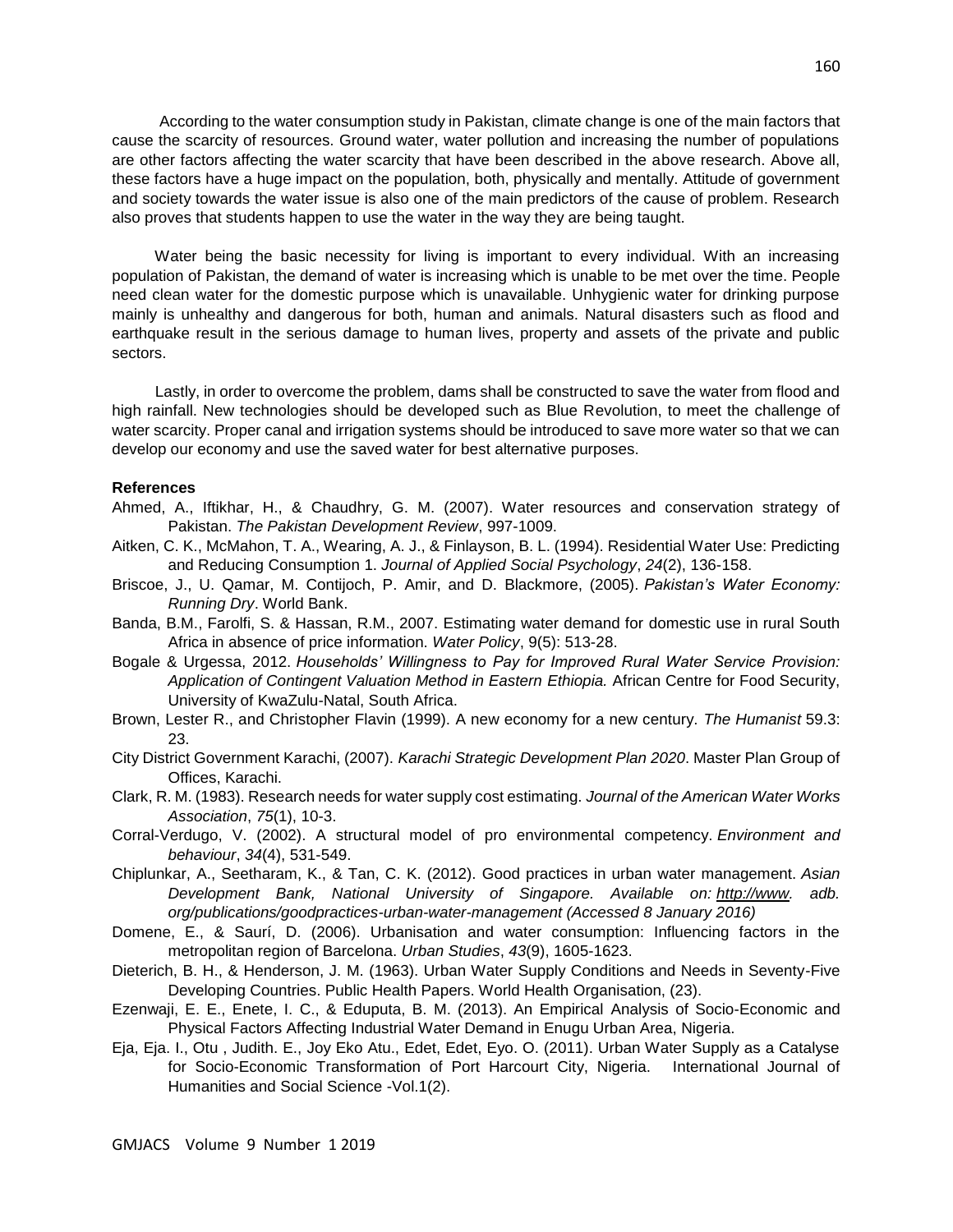According to the water consumption study in Pakistan, climate change is one of the main factors that cause the scarcity of resources. Ground water, water pollution and increasing the number of populations are other factors affecting the water scarcity that have been described in the above research. Above all, these factors have a huge impact on the population, both, physically and mentally. Attitude of government and society towards the water issue is also one of the main predictors of the cause of problem. Research also proves that students happen to use the water in the way they are being taught.

Water being the basic necessity for living is important to every individual. With an increasing population of Pakistan, the demand of water is increasing which is unable to be met over the time. People need clean water for the domestic purpose which is unavailable. Unhygienic water for drinking purpose mainly is unhealthy and dangerous for both, human and animals. Natural disasters such as flood and earthquake result in the serious damage to human lives, property and assets of the private and public sectors.

Lastly, in order to overcome the problem, dams shall be constructed to save the water from flood and high rainfall. New technologies should be developed such as Blue Revolution, to meet the challenge of water scarcity. Proper canal and irrigation systems should be introduced to save more water so that we can develop our economy and use the saved water for best alternative purposes.

**References**

Ahmed, A., Iftikhar, H., & Chaudhry, G. M. (2007). Water resources and conservation strategy of Pakistan. *The Pakistan Development Review*, 997-1009.

Aitken, C. K., McMahon, T. A., Wearing, A. J., & Finlayson, B. L. (1994). Residential Water Use: Predicting and Reducing Consumption 1. *Journal of Applied Social Psychology*, *24*(2), 136-158.

Briscoe, J., U. Qamar, M. Contijoch, P. Amir, and D. Blackmore, (2005). *Pakistan's Water Economy: Running Dry*. World Bank.

Banda, B.M., Farolfi, S. & Hassan, R.M., 2007. Estimating water demand for domestic use in rural South Africa in absence of price information. *Water Policy*, 9(5): 513-28.

Bogale & Urgessa, 2012. *Households' Willingness to Pay for Improved Rural Water Service Provision: Application of Contingent Valuation Method in Eastern Ethiopia.* African Centre for Food Security, University of KwaZulu-Natal, South Africa.

Brown, Lester R., and Christopher Flavin (1999). A new economy for a new century. *The Humanist* 59.3: 23.

City District Government Karachi, (2007). *Karachi Strategic Development Plan 2020*. Master Plan Group of Offices, Karachi.

Clark, R. M. (1983). Research needs for water supply cost estimating. *Journal of the American Water Works Association*, *75*(1), 10-3.

Corral-Verdugo, V. (2002). A structural model of pro environmental competency. *Environment and behaviour*, *34*(4), 531-549.

Chiplunkar, A., Seetharam, K., & Tan, C. K. (2012). Good practices in urban water management. *Asian Development Bank, National University of Singapore. Available on: http://www. adb. org/publications/goodpractices-urban-water-management (Accessed 8 January 2016)*

Domene, E., & Saurí, D. (2006). Urbanisation and water consumption: Influencing factors in the metropolitan region of Barcelona. *Urban Studies*, *43*(9), 1605-1623.

Dieterich, B. H., & Henderson, J. M. (1963). Urban Water Supply Conditions and Needs in Seventy-Five Developing Countries. Public Health Papers. World Health Organisation, (23).

Ezenwaji, E. E., Enete, I. C., & Eduputa, B. M. (2013). An Empirical Analysis of Socio-Economic and Physical Factors Affecting Industrial Water Demand in Enugu Urban Area, Nigeria.

Eja, Eja. I., Otu , Judith. E., Joy Eko Atu., Edet, Edet, Eyo. O. (2011). Urban Water Supply as a Catalyse for Socio-Economic Transformation of Port Harcourt City, Nigeria. International Journal of Humanities and Social Science -Vol.1(2).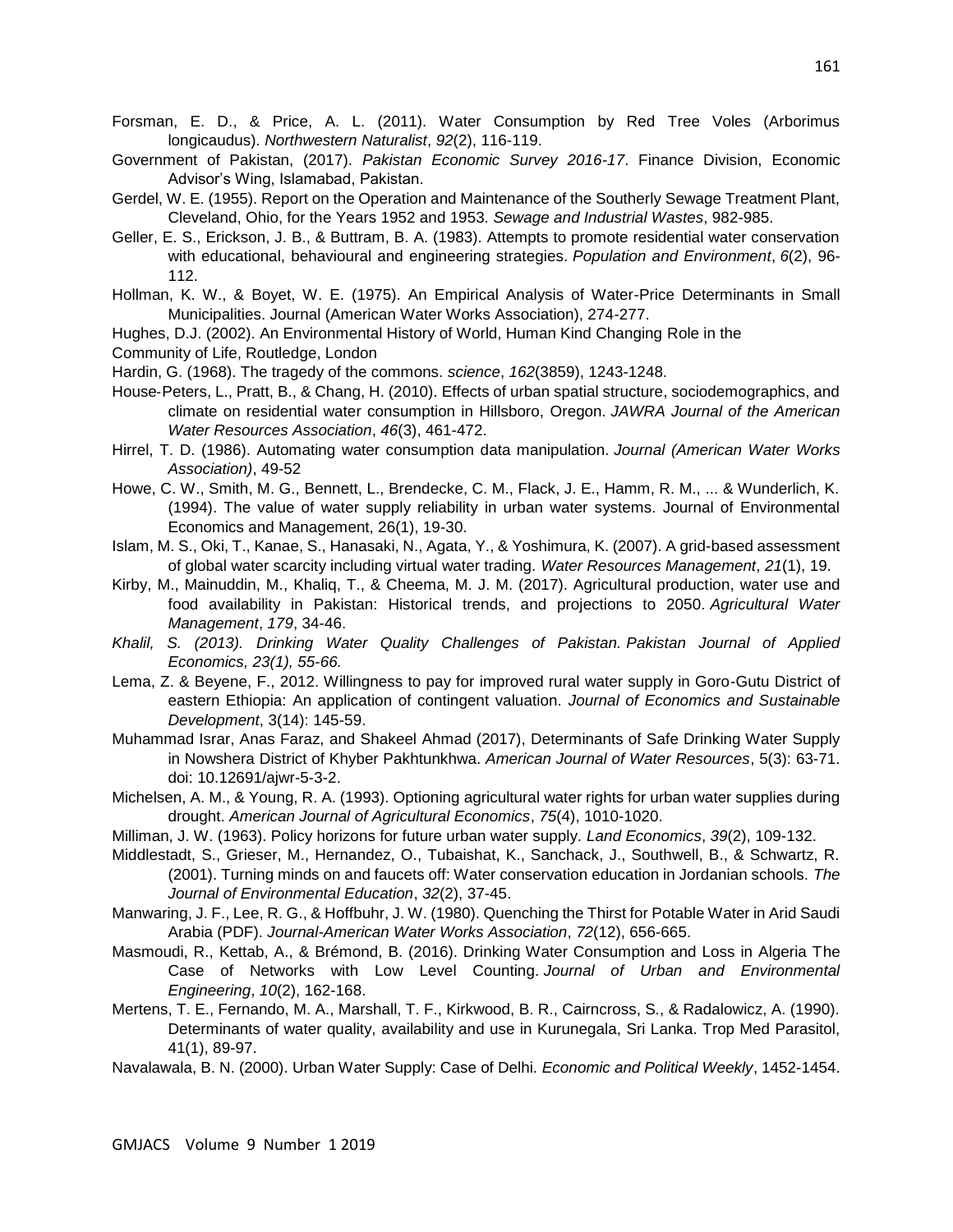Forsman, E. D., & Price, A. L. (2011). Water Consumption by Red Tree Voles (Arborimus longicaudus). *Northwestern Naturalist*, *92*(2), 116-119.

Government of Pakistan, (2017). *Pakistan Economic Survey 2016-17*. Finance Division, Economic Advisor's Wing, Islamabad, Pakistan.

Gerdel, W. E. (1955). Report on the Operation and Maintenance of the Southerly Sewage Treatment Plant, Cleveland, Ohio, for the Years 1952 and 1953. *Sewage and Industrial Wastes*, 982-985.

Geller, E. S., Erickson, J. B., & Buttram, B. A. (1983). Attempts to promote residential water conservation with educational, behavioural and engineering strategies. *Population and Environment*, *6*(2), 96-112.

Hollman, K. W., & Boyet, W. E. (1975). An Empirical Analysis of Water-Price Determinants in Small Municipalities. Journal (American Water Works Association), 274-277.

Hughes, D.J. (2002). An Environmental History of World, Human Kind Changing Role in the Community of Life, Routledge, London

Hardin, G. (1968). The tragedy of the commons. *science*, *162*(3859), 1243-1248.

House‐Peters, L., Pratt, B., & Chang, H. (2010). Effects of urban spatial structure, sociodemographics, and climate on residential water consumption in Hillsboro, Oregon. *JAWRA Journal of the American Water Resources Association*, *46*(3), 461-472.

Hirrel, T. D. (1986). Automating water consumption data manipulation. *Journal (American Water Works Association)*, 49-52

Howe, C. W., Smith, M. G., Bennett, L., Brendecke, C. M., Flack, J. E., Hamm, R. M., ... & Wunderlich, K. (1994). The value of water supply reliability in urban water systems. Journal of Environmental Economics and Management, 26(1), 19-30.

Islam, M. S., Oki, T., Kanae, S., Hanasaki, N., Agata, Y., & Yoshimura, K. (2007). A grid-based assessment of global water scarcity including virtual water trading. *Water Resources Management*, *21*(1), 19.

Kirby, M., Mainuddin, M., Khaliq, T., & Cheema, M. J. M. (2017). Agricultural production, water use and food availability in Pakistan: Historical trends, and projections to 2050. *Agricultural Water Management*, *179*, 34-46.

*Khalil, S. (2013). Drinking Water Quality Challenges of Pakistan. Pakistan Journal of Applied Economics, 23(1), 55-66.*

Lema, Z. & Beyene, F., 2012. Willingness to pay for improved rural water supply in Goro-Gutu District of eastern Ethiopia: An application of contingent valuation. *Journal of Economics and Sustainable Development*, 3(14): 145-59.

Muhammad Israr, Anas Faraz, and Shakeel Ahmad (2017), Determinants of Safe Drinking Water Supply in Nowshera District of Khyber Pakhtunkhwa. *American Journal of Water Resources*, 5(3): 63-71. doi: 10.12691/ajwr-5-3-2.

Michelsen, A. M., & Young, R. A. (1993). Optioning agricultural water rights for urban water supplies during drought. *American Journal of Agricultural Economics*, *75*(4), 1010-1020.

Milliman, J. W. (1963). Policy horizons for future urban water supply. *Land Economics*, *39*(2), 109-132.

Middlestadt, S., Grieser, M., Hernandez, O., Tubaishat, K., Sanchack, J., Southwell, B., & Schwartz, R. (2001). Turning minds on and faucets off: Water conservation education in Jordanian schools. *The Journal of Environmental Education*, *32*(2), 37-45.

Manwaring, J. F., Lee, R. G., & Hoffbuhr, J. W. (1980). Quenching the Thirst for Potable Water in Arid Saudi Arabia (PDF). *Journal-American Water Works Association*, *72*(12), 656-665.

Masmoudi, R., Kettab, A., & Brémond, B. (2016). Drinking Water Consumption and Loss in Algeria The Case of Networks with Low Level Counting. *Journal of Urban and Environmental Engineering*, *10*(2), 162-168.

Mertens, T. E., Fernando, M. A., Marshall, T. F., Kirkwood, B. R., Cairncross, S., & Radalowicz, A. (1990). Determinants of water quality, availability and use in Kurunegala, Sri Lanka. Trop Med Parasitol, 41(1), 89-97.

Navalawala, B. N. (2000). Urban Water Supply: Case of Delhi. *Economic and Political Weekly*, 1452-1454.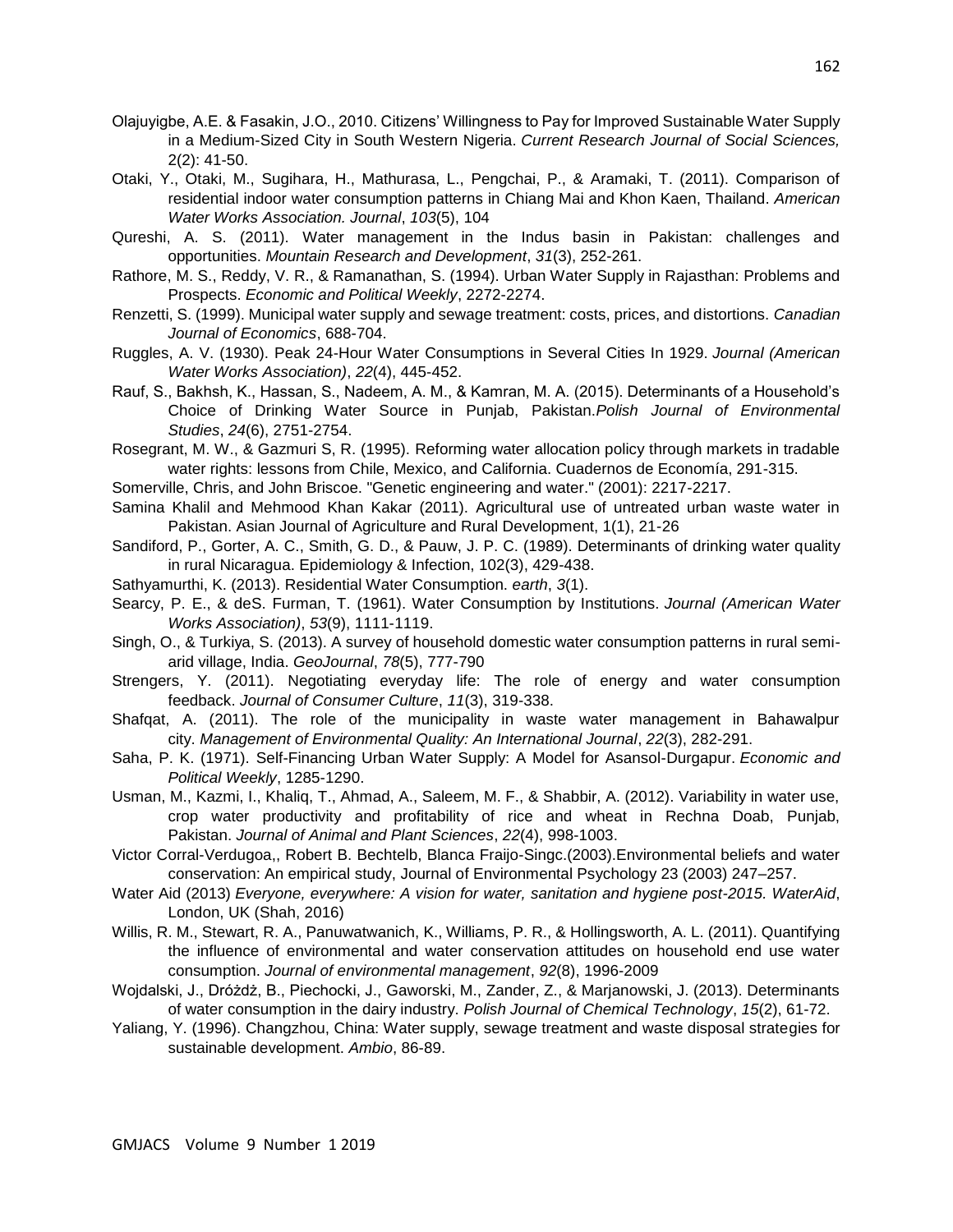Olajuyigbe, A.E. & Fasakin, J.O., 2010. Citizens' Willingness to Pay for Improved Sustainable Water Supply in a Medium-Sized City in South Western Nigeria. *Current Research Journal of Social Sciences,* 2(2): 41-50.

Otaki, Y., Otaki, M., Sugihara, H., Mathurasa, L., Pengchai, P., & Aramaki, T. (2011). Comparison of residential indoor water consumption patterns in Chiang Mai and Khon Kaen, Thailand. *American Water Works Association. Journal*, *103*(5), 104

Qureshi, A. S. (2011). Water management in the Indus basin in Pakistan: challenges and opportunities. *Mountain Research and Development*, *31*(3), 252-261.

Rathore, M. S., Reddy, V. R., & Ramanathan, S. (1994). Urban Water Supply in Rajasthan: Problems and Prospects. *Economic and Political Weekly*, 2272-2274.

Renzetti, S. (1999). Municipal water supply and sewage treatment: costs, prices, and distortions. *Canadian Journal of Economics*, 688-704.

Ruggles, A. V. (1930). Peak 24-Hour Water Consumptions in Several Cities In 1929. *Journal (American Water Works Association)*, *22*(4), 445-452.

Rauf, S., Bakhsh, K., Hassan, S., Nadeem, A. M., & Kamran, M. A. (2015). Determinants of a Household's Choice of Drinking Water Source in Punjab, Pakistan.*Polish Journal of Environmental Studies*, *24*(6), 2751-2754.

Rosegrant, M. W., & Gazmuri S, R. (1995). Reforming water allocation policy through markets in tradable water rights: lessons from Chile, Mexico, and California. Cuadernos de Economía, 291-315.

Somerville, Chris, and John Briscoe. "Genetic engineering and water." (2001): 2217-2217.

Samina Khalil and Mehmood Khan Kakar (2011). Agricultural use of untreated urban waste water in Pakistan. Asian Journal of Agriculture and Rural Development, 1(1), 21-26

Sandiford, P., Gorter, A. C., Smith, G. D., & Pauw, J. P. C. (1989). Determinants of drinking water quality in rural Nicaragua. Epidemiology & Infection, 102(3), 429-438.

Sathyamurthi, K. (2013). Residential Water Consumption. *earth*, *3*(1).

Searcy, P. E., & deS. Furman, T. (1961). Water Consumption by Institutions. *Journal (American Water Works Association)*, *53*(9), 1111-1119.

Singh, O., & Turkiya, S. (2013). A survey of household domestic water consumption patterns in rural semi-arid village, India. *GeoJournal*, *78*(5), 777-790

Strengers, Y. (2011). Negotiating everyday life: The role of energy and water consumption feedback. *Journal of Consumer Culture*, *11*(3), 319-338.

Shafqat, A. (2011). The role of the municipality in waste water management in Bahawalpur city. *Management of Environmental Quality: An International Journal*, *22*(3), 282-291.

Saha, P. K. (1971). Self-Financing Urban Water Supply: A Model for Asansol-Durgapur. *Economic and Political Weekly*, 1285-1290.

Usman, M., Kazmi, I., Khaliq, T., Ahmad, A., Saleem, M. F., & Shabbir, A. (2012). Variability in water use, crop water productivity and profitability of rice and wheat in Rechna Doab, Punjab, Pakistan. *Journal of Animal and Plant Sciences*, *22*(4), 998-1003.

Victor Corral-Verdugoa,, Robert B. Bechtelb, Blanca Fraijo-Singc.(2003).Environmental beliefs and water conservation: An empirical study, Journal of Environmental Psychology 23 (2003) 247–257.

Water Aid (2013) *Everyone, everywhere: A vision for water, sanitation and hygiene post-2015. WaterAid*, London, UK (Shah, 2016)

Willis, R. M., Stewart, R. A., Panuwatwanich, K., Williams, P. R., & Hollingsworth, A. L. (2011). Quantifying the influence of environmental and water conservation attitudes on household end use water consumption. *Journal of environmental management*, *92*(8), 1996-2009

Wojdalski, J., Dróżdż, B., Piechocki, J., Gaworski, M., Zander, Z., & Marjanowski, J. (2013). Determinants of water consumption in the dairy industry. *Polish Journal of Chemical Technology*, *15*(2), 61-72.

Yaliang, Y. (1996). Changzhou, China: Water supply, sewage treatment and waste disposal strategies for sustainable development. *Ambio*, 86-89.